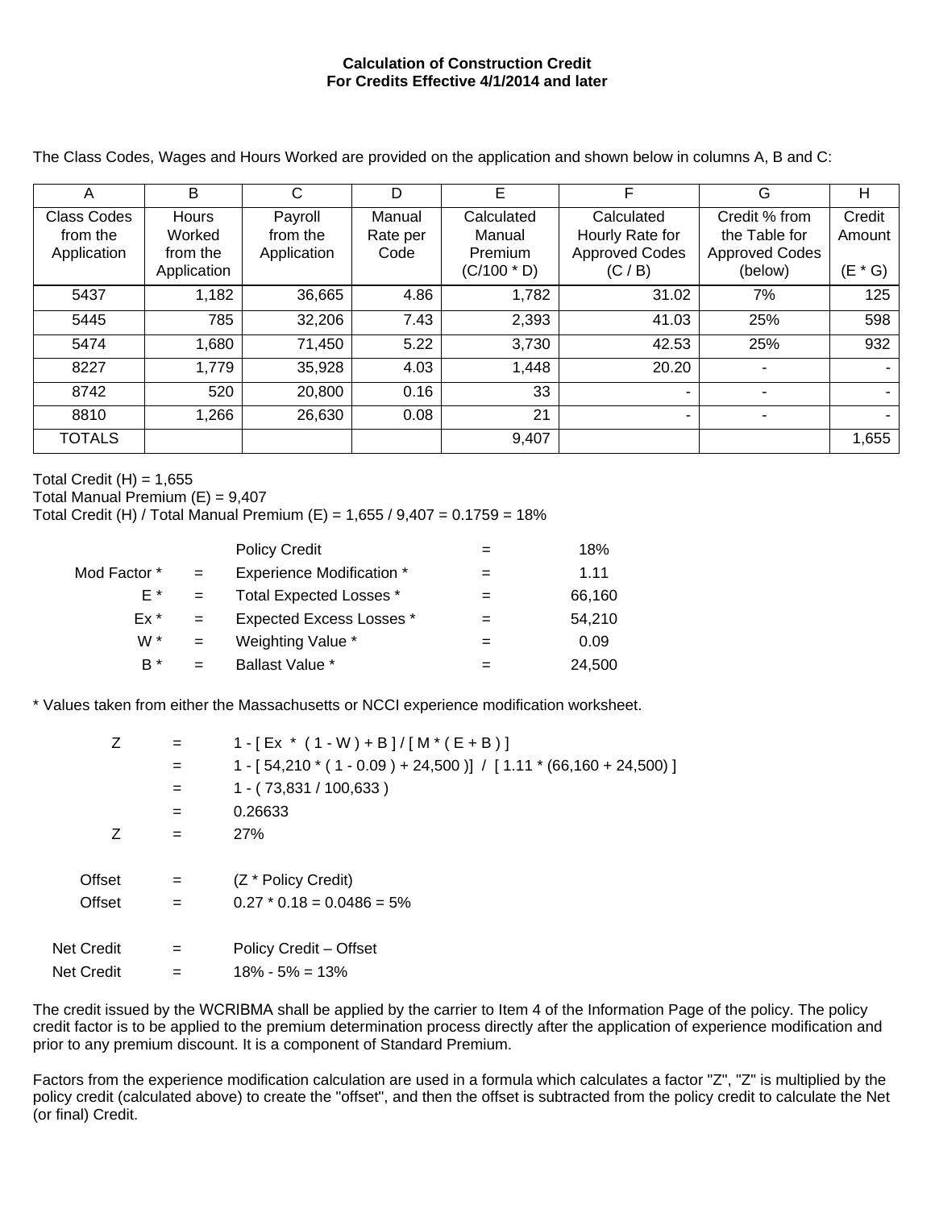**Calculation of Construction Credit**
**For Credits Effective 4/1/2014 and later**

The Class Codes, Wages and Hours Worked are provided on the application and shown below in columns A, B and C:

| A | B | C | D | E | F | G | H |
|---|---|---|---|---|---|---|---|
| Class Codes from the Application | Hours Worked from the Application | Payroll from the Application | Manual Rate per Code | Calculated Manual Premium (C/100 * D) | Calculated Hourly Rate for Approved Codes (C / B) | Credit % from the Table for Approved Codes (below) | Credit Amount (E * G) |
| 5437 | 1,182 | 36,665 | 4.86 | 1,782 | 31.02 | 7% | 125 |
| 5445 | 785 | 32,206 | 7.43 | 2,393 | 41.03 | 25% | 598 |
| 5474 | 1,680 | 71,450 | 5.22 | 3,730 | 42.53 | 25% | 932 |
| 8227 | 1,779 | 35,928 | 4.03 | 1,448 | 20.20 | - | - |
| 8742 | 520 | 20,800 | 0.16 | 33 | - | - | - |
| 8810 | 1,266 | 26,630 | 0.08 | 21 | - | - | - |
| TOTALS | | | | 9,407 | | | 1,655 |

Total Credit (H) = 1,655
Total Manual Premium (E) = 9,407
Total Credit (H) / Total Manual Premium (E) = 1,655 / 9,407 = 0.1759 = 18%

| | | | | |
|---|---|---|---|---|
| | | Policy Credit | = | 18% |
| Mod Factor * | = | Experience Modification * | = | 1.11 |
| E * | = | Total Expected Losses * | = | 66,160 |
| Ex * | = | Expected Excess Losses * | = | 54,210 |
| W * | = | Weighting Value * | = | 0.09 |
| B * | = | Ballast Value * | = | 24,500 |

\* Values taken from either the Massachusetts or NCCI experience modification worksheet.

Z = 1 - [ Ex * ( 1 - W ) + B ] / [ M * ( E + B ) ]
= 1 - [ 54,210 * ( 1 - 0.09 ) + 24,500 )] / [ 1.11 * (66,160 + 24,500) ]
= 1 - ( 73,831 / 100,633 )
= 0.26633
Z = 27%

Offset = (Z * Policy Credit)
Offset = 0.27 * 0.18 = 0.0486 = 5%

Net Credit = Policy Credit – Offset
Net Credit = 18% - 5% = 13%

The credit issued by the WCRIBMA shall be applied by the carrier to Item 4 of the Information Page of the policy. The policy credit factor is to be applied to the premium determination process directly after the application of experience modification and prior to any premium discount. It is a component of Standard Premium.

Factors from the experience modification calculation are used in a formula which calculates a factor "Z", "Z" is multiplied by the policy credit (calculated above) to create the "offset", and then the offset is subtracted from the policy credit to calculate the Net (or final) Credit.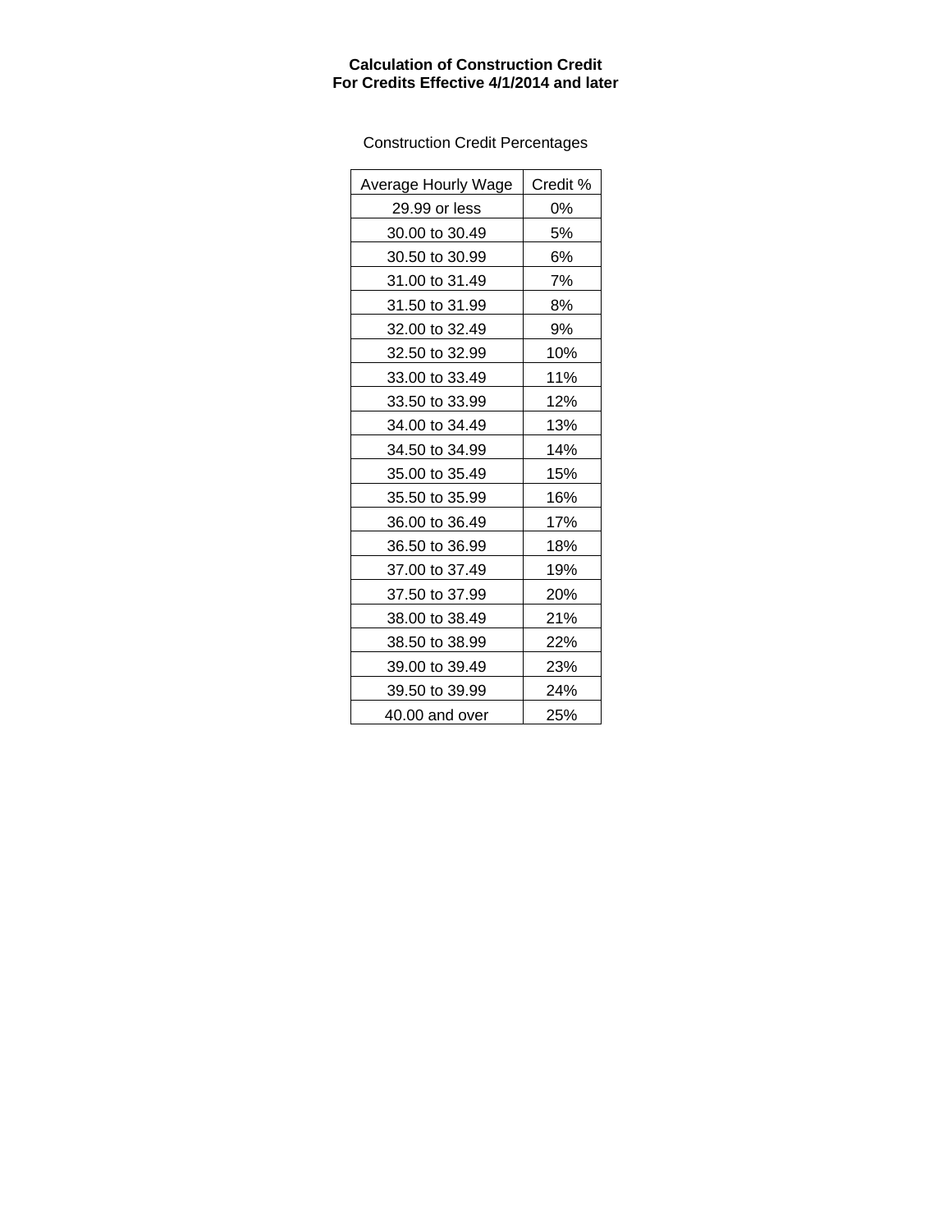**Calculation of Construction Credit**
**For Credits Effective 4/1/2014 and later**

Construction Credit Percentages

| Average Hourly Wage | Credit % |
|---|---|
| 29.99 or less | 0% |
| 30.00 to 30.49 | 5% |
| 30.50 to 30.99 | 6% |
| 31.00 to 31.49 | 7% |
| 31.50 to 31.99 | 8% |
| 32.00 to 32.49 | 9% |
| 32.50 to 32.99 | 10% |
| 33.00 to 33.49 | 11% |
| 33.50 to 33.99 | 12% |
| 34.00 to 34.49 | 13% |
| 34.50 to 34.99 | 14% |
| 35.00 to 35.49 | 15% |
| 35.50 to 35.99 | 16% |
| 36.00 to 36.49 | 17% |
| 36.50 to 36.99 | 18% |
| 37.00 to 37.49 | 19% |
| 37.50 to 37.99 | 20% |
| 38.00 to 38.49 | 21% |
| 38.50 to 38.99 | 22% |
| 39.00 to 39.49 | 23% |
| 39.50 to 39.99 | 24% |
| 40.00 and over | 25% |